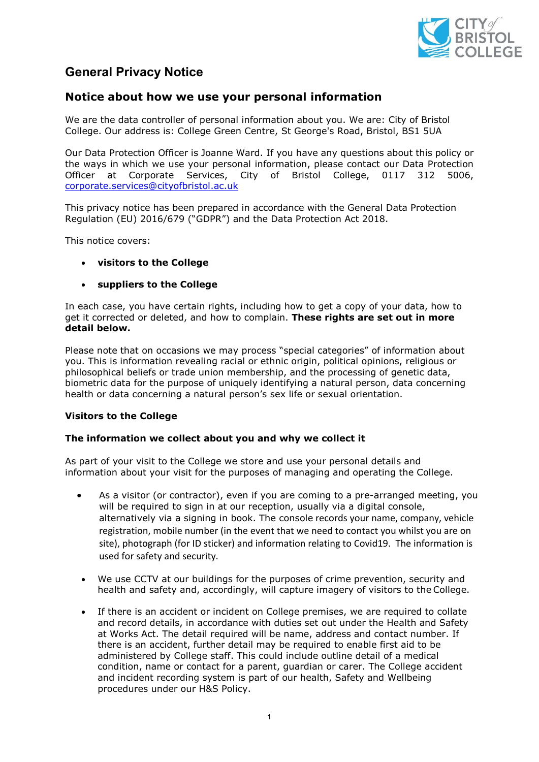# General Privacy Notice

## Notice about how we use your personal information

We are the data controller of personal information about you. We are: City of Bristol College. Our address is: College Green Centre, St George's Road, Bristol, BS1 5UA

Our Data Protection Officer is Joanne Ward. If you have any questions about this policy or the ways in which we use your personal information, please contact our Data Protection Officer at Corporate Services, City of Bristol College, 0117 312 5006, corporate.services@cityofbristol.ac.uk

This privacy notice has been prepared in accordance with the General Data Protection Regulation (EU) 2016/679 ("GDPR") and the Data Protection Act 2018.

This notice covers:

- **visitors to the College**
- **suppliers to the College**

In each case, you have certain rights, including how to get a copy of your data, how to get it corrected or deleted, and how to complain. **These rights are set out in more detail below.**

Please note that on occasions we may process "special categories" of information about you. This is information revealing racial or ethnic origin, political opinions, religious or philosophical beliefs or trade union membership, and the processing of genetic data, biometric data for the purpose of uniquely identifying a natural person, data concerning health or data concerning a natural person's sex life or sexual orientation.

**Visitors to the College**

**The information we collect about you and why we collect it**

As part of your visit to the College we store and use your personal details and information about your visit for the purposes of managing and operating the College.

- As a visitor (or contractor), even if you are coming to a pre-arranged meeting, you will be required to sign in at our reception, usually via a digital console, alternatively via a signing in book. The console records your name, company, vehicle registration, mobile number (in the event that we need to contact you whilst you are on site), photograph (for ID sticker) and information relating to Covid19. The information is used for safety and security.
- We use CCTV at our buildings for the purposes of crime prevention, security and health and safety and, accordingly, will capture imagery of visitors to the College.
- If there is an accident or incident on College premises, we are required to collate and record details, in accordance with duties set out under the Health and Safety at Works Act. The detail required will be name, address and contact number. If there is an accident, further detail may be required to enable first aid to be administered by College staff. This could include outline detail of a medical condition, name or contact for a parent, guardian or carer. The College accident and incident recording system is part of our health, Safety and Wellbeing procedures under our H&S Policy.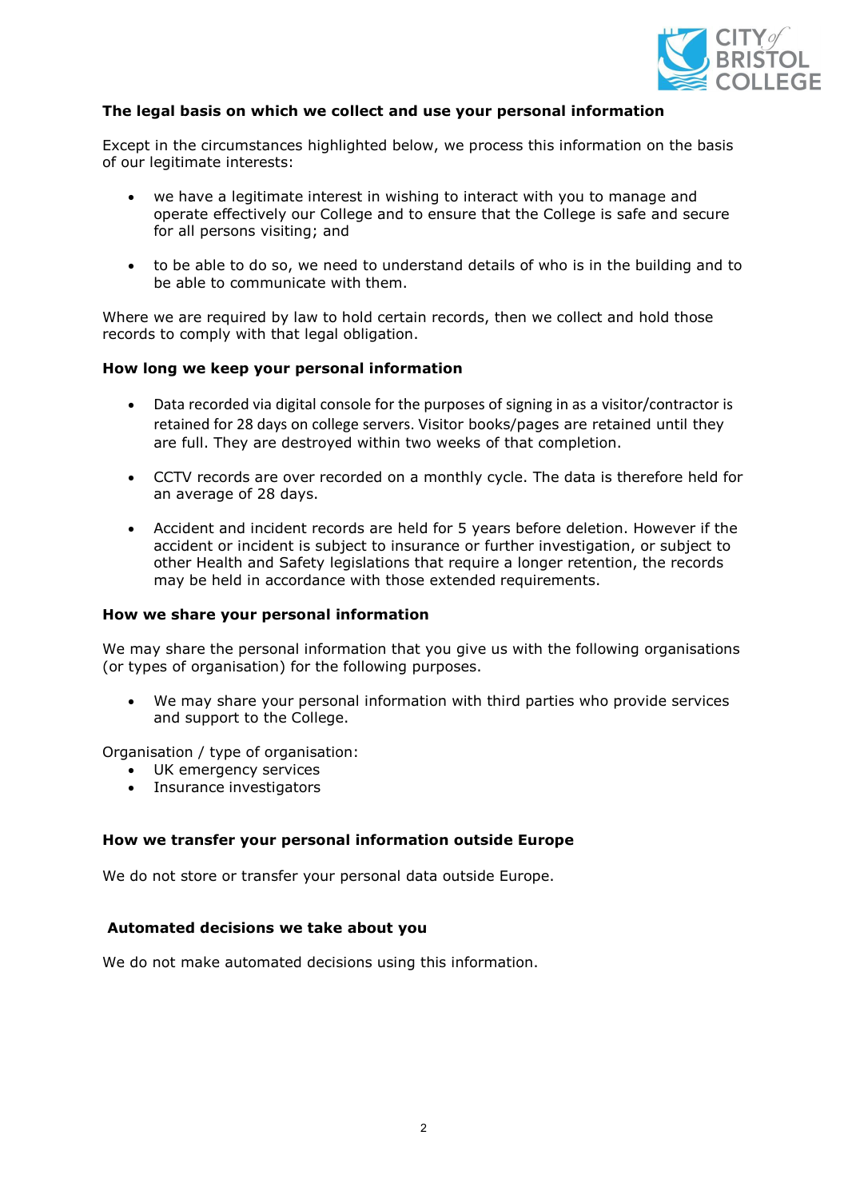**The legal basis on which we collect and use your personal information**

Except in the circumstances highlighted below, we process this information on the basis of our legitimate interests:

- we have a legitimate interest in wishing to interact with you to manage and operate effectively our College and to ensure that the College is safe and secure for all persons visiting; and
- to be able to do so, we need to understand details of who is in the building and to be able to communicate with them.

Where we are required by law to hold certain records, then we collect and hold those records to comply with that legal obligation.

**How long we keep your personal information**

- Data recorded via digital console for the purposes of signing in as a visitor/contractor is retained for 28 days on college servers. Visitor books/pages are retained until they are full. They are destroyed within two weeks of that completion.
- CCTV records are over recorded on a monthly cycle. The data is therefore held for an average of 28 days.
- Accident and incident records are held for 5 years before deletion. However if the accident or incident is subject to insurance or further investigation, or subject to other Health and Safety legislations that require a longer retention, the records may be held in accordance with those extended requirements.

**How we share your personal information**

We may share the personal information that you give us with the following organisations (or types of organisation) for the following purposes.

- We may share your personal information with third parties who provide services and support to the College.

Organisation / type of organisation:

- UK emergency services
- Insurance investigators

**How we transfer your personal information outside Europe**

We do not store or transfer your personal data outside Europe.

**Automated decisions we take about you**

We do not make automated decisions using this information.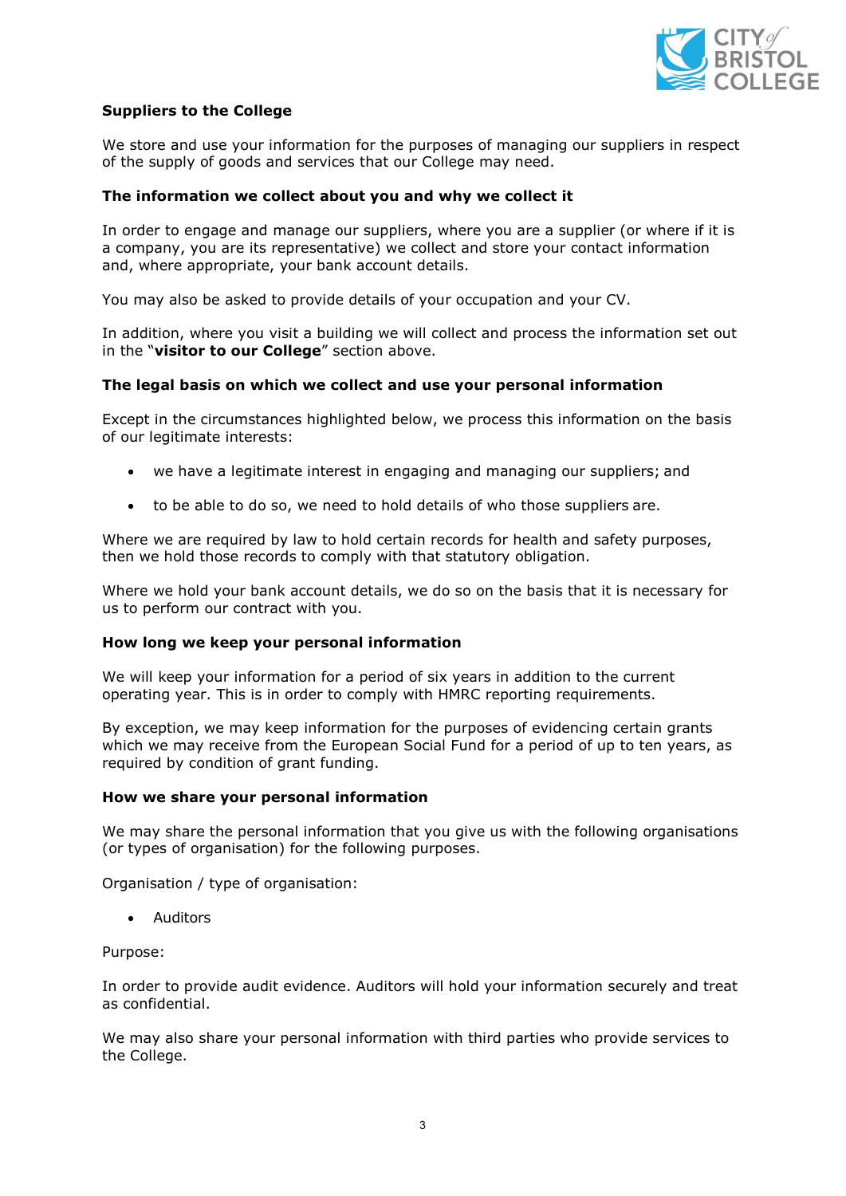## Suppliers to the College

We store and use your information for the purposes of managing our suppliers in respect of the supply of goods and services that our College may need.

### The information we collect about you and why we collect it

In order to engage and manage our suppliers, where you are a supplier (or where if it is a company, you are its representative) we collect and store your contact information and, where appropriate, your bank account details.

You may also be asked to provide details of your occupation and your CV.

In addition, where you visit a building we will collect and process the information set out in the "**visitor to our College**" section above.

### The legal basis on which we collect and use your personal information

Except in the circumstances highlighted below, we process this information on the basis of our legitimate interests:

- we have a legitimate interest in engaging and managing our suppliers; and
- to be able to do so, we need to hold details of who those suppliers are.

Where we are required by law to hold certain records for health and safety purposes, then we hold those records to comply with that statutory obligation.

Where we hold your bank account details, we do so on the basis that it is necessary for us to perform our contract with you.

### How long we keep your personal information

We will keep your information for a period of six years in addition to the current operating year. This is in order to comply with HMRC reporting requirements.

By exception, we may keep information for the purposes of evidencing certain grants which we may receive from the European Social Fund for a period of up to ten years, as required by condition of grant funding.

### How we share your personal information

We may share the personal information that you give us with the following organisations (or types of organisation) for the following purposes.

Organisation / type of organisation:

- Auditors

Purpose:

In order to provide audit evidence. Auditors will hold your information securely and treat as confidential.

We may also share your personal information with third parties who provide services to the College.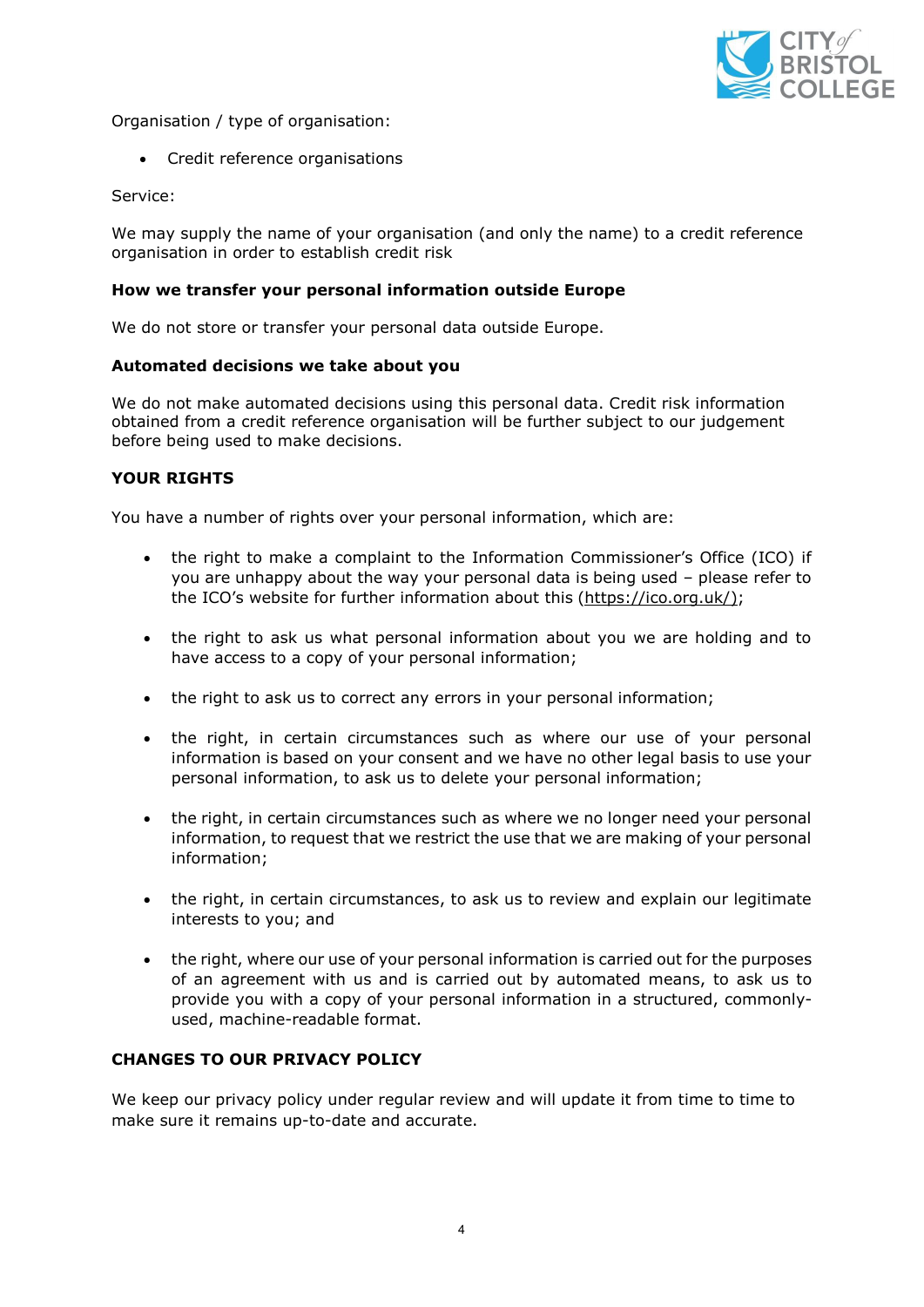Organisation / type of organisation:

- Credit reference organisations

Service:

We may supply the name of your organisation (and only the name) to a credit reference organisation in order to establish credit risk

**How we transfer your personal information outside Europe**

We do not store or transfer your personal data outside Europe.

**Automated decisions we take about you**

We do not make automated decisions using this personal data. Credit risk information obtained from a credit reference organisation will be further subject to our judgement before being used to make decisions.

**YOUR RIGHTS**

You have a number of rights over your personal information, which are:

- the right to make a complaint to the Information Commissioner's Office (ICO) if you are unhappy about the way your personal data is being used – please refer to the ICO's website for further information about this (https://ico.org.uk/);

- the right to ask us what personal information about you we are holding and to have access to a copy of your personal information;

- the right to ask us to correct any errors in your personal information;

- the right, in certain circumstances such as where our use of your personal information is based on your consent and we have no other legal basis to use your personal information, to ask us to delete your personal information;

- the right, in certain circumstances such as where we no longer need your personal information, to request that we restrict the use that we are making of your personal information;

- the right, in certain circumstances, to ask us to review and explain our legitimate interests to you; and

- the right, where our use of your personal information is carried out for the purposes of an agreement with us and is carried out by automated means, to ask us to provide you with a copy of your personal information in a structured, commonly-used, machine-readable format.

**CHANGES TO OUR PRIVACY POLICY**

We keep our privacy policy under regular review and will update it from time to time to make sure it remains up-to-date and accurate.